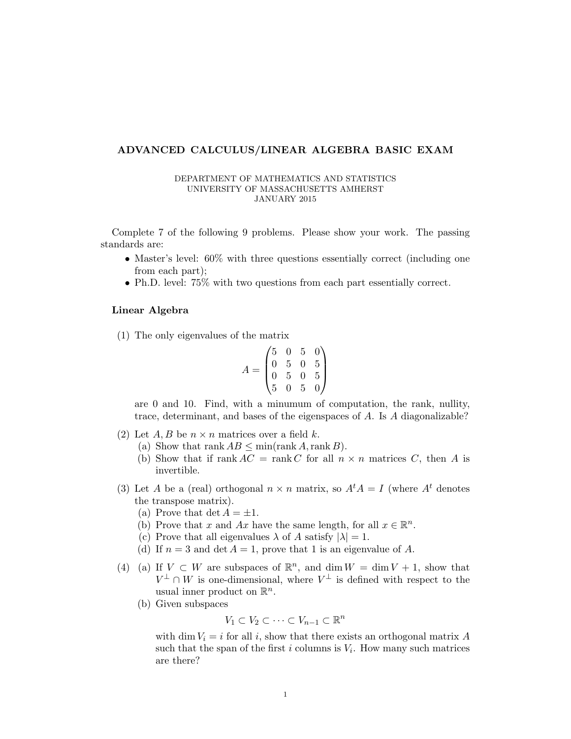# ADVANCED CALCULUS/LINEAR ALGEBRA BASIC EXAM

DEPARTMENT OF MATHEMATICS AND STATISTICS
UNIVERSITY OF MASSACHUSETTS AMHERST
JANUARY 2015

Complete 7 of the following 9 problems. Please show your work. The passing standards are:

- Master's level: 60% with three questions essentially correct (including one from each part);
- Ph.D. level: 75% with two questions from each part essentially correct.

## Linear Algebra

(1) The only eigenvalues of the matrix

$$A = \begin{pmatrix} 5 & 0 & 5 & 0 \\ 0 & 5 & 0 & 5 \\ 0 & 5 & 0 & 5 \\ 5 & 0 & 5 & 0 \end{pmatrix}$$

are 0 and 10. Find, with a minumum of computation, the rank, nullity, trace, determinant, and bases of the eigenspaces of $A$. Is $A$ diagonalizable?

(2) Let $A, B$ be $n \times n$ matrices over a field $k$.
  (a) Show that $\operatorname{rank} AB \leq \min(\operatorname{rank} A, \operatorname{rank} B)$.
  (b) Show that if $\operatorname{rank} AC = \operatorname{rank} C$ for all $n \times n$ matrices $C$, then $A$ is invertible.

(3) Let $A$ be a (real) orthogonal $n \times n$ matrix, so $A^t A = I$ (where $A^t$ denotes the transpose matrix).
  (a) Prove that $\det A = \pm 1$.
  (b) Prove that $x$ and $Ax$ have the same length, for all $x \in \mathbb{R}^n$.
  (c) Prove that all eigenvalues $\lambda$ of $A$ satisfy $|\lambda| = 1$.
  (d) If $n = 3$ and $\det A = 1$, prove that 1 is an eigenvalue of $A$.

(4) (a) If $V \subset W$ are subspaces of $\mathbb{R}^n$, and $\dim W = \dim V + 1$, show that $V^\perp \cap W$ is one-dimensional, where $V^\perp$ is defined with respect to the usual inner product on $\mathbb{R}^n$.
  (b) Given subspaces

$$V_1 \subset V_2 \subset \cdots \subset V_{n-1} \subset \mathbb{R}^n$$

  with $\dim V_i = i$ for all $i$, show that there exists an orthogonal matrix $A$ such that the span of the first $i$ columns is $V_i$. How many such matrices are there?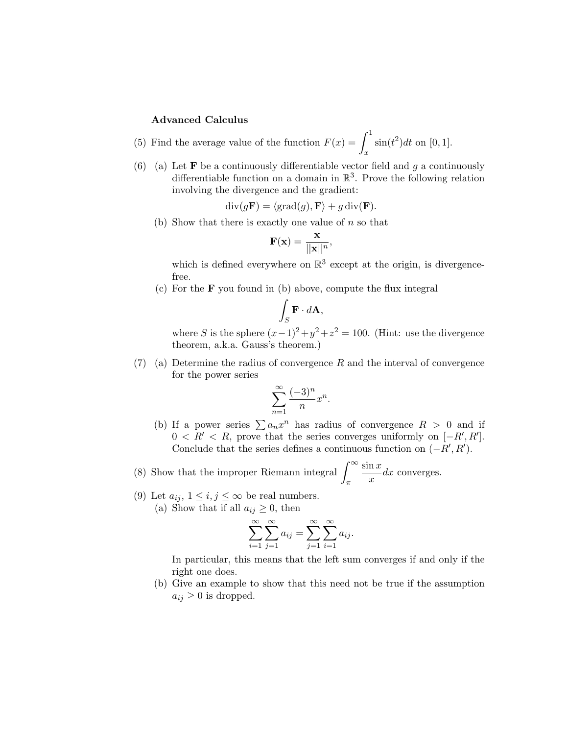**Advanced Calculus**

(5) Find the average value of the function $F(x) = \int_x^1 \sin(t^2)dt$ on $[0, 1]$.

(6) (a) Let $\mathbf{F}$ be a continuously differentiable vector field and $g$ a continuously differentiable function on a domain in $\mathbb{R}^3$. Prove the following relation involving the divergence and the gradient:

$$\operatorname{div}(g\mathbf{F}) = \langle \operatorname{grad}(g), \mathbf{F} \rangle + g \operatorname{div}(\mathbf{F}).$$

(b) Show that there is exactly one value of $n$ so that

$$\mathbf{F}(\mathbf{x}) = \frac{\mathbf{x}}{||\mathbf{x}||^n},$$

which is defined everywhere on $\mathbb{R}^3$ except at the origin, is divergence-free.

(c) For the $\mathbf{F}$ you found in (b) above, compute the flux integral

$$\int_S \mathbf{F} \cdot d\mathbf{A},$$

where $S$ is the sphere $(x-1)^2+y^2+z^2 = 100$. (Hint: use the divergence theorem, a.k.a. Gauss's theorem.)

(7) (a) Determine the radius of convergence $R$ and the interval of convergence for the power series

$$\sum_{n=1}^{\infty} \frac{(-3)^n}{n} x^n.$$

(b) If a power series $\sum a_n x^n$ has radius of convergence $R > 0$ and if $0 < R' < R$, prove that the series converges uniformly on $[-R', R']$. Conclude that the series defines a continuous function on $(-R', R')$.

(8) Show that the improper Riemann integral $\int_\pi^\infty \frac{\sin x}{x} dx$ converges.

(9) Let $a_{ij}$, $1 \le i, j \le \infty$ be real numbers.

(a) Show that if all $a_{ij} \ge 0$, then

$$\sum_{i=1}^{\infty} \sum_{j=1}^{\infty} a_{ij} = \sum_{j=1}^{\infty} \sum_{i=1}^{\infty} a_{ij}.$$

In particular, this means that the left sum converges if and only if the right one does.

(b) Give an example to show that this need not be true if the assumption $a_{ij} \ge 0$ is dropped.